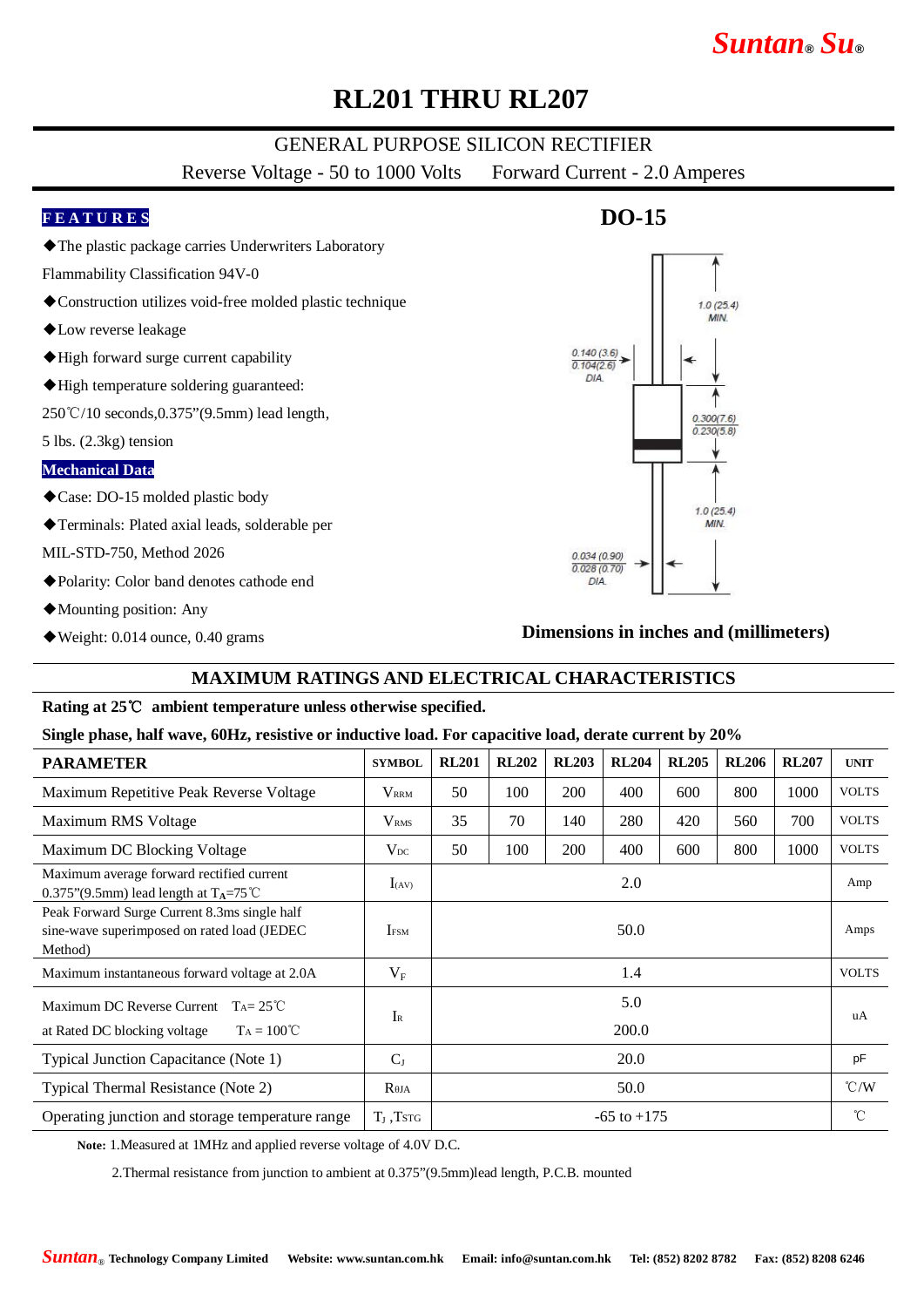Suntan® Su®

# RL201 THRU RL207

## GENERAL PURPOSE SILICON RECTIFIER

Reverse Voltage - 50 to 1000 Volts    Forward Current - 2.0 Amperes

### FEATURES

- ◆The plastic package carries Underwriters Laboratory Flammability Classification 94V-0
- ◆Construction utilizes void-free molded plastic technique
- ◆Low reverse leakage
- ◆High forward surge current capability
- ◆High temperature soldering guaranteed: 250℃/10 seconds,0.375"(9.5mm) lead length, 5 lbs. (2.3kg) tension

### Mechanical Data

- ◆Case: DO-15 molded plastic body
- ◆Terminals: Plated axial leads, solderable per MIL-STD-750, Method 2026
- ◆Polarity: Color band denotes cathode end
- ◆Mounting position: Any
- ◆Weight: 0.014 ounce, 0.40 grams

### DO-15

1.0 (25.4) MIN.

0.140 (3.6) / 0.104(2.6) DIA.

0.300(7.6) / 0.230(5.8)

1.0 (25.4) MIN.

0.034 (0.90) / 0.028 (0.70) DIA.

**Dimensions in inches and (millimeters)**

## MAXIMUM RATINGS AND ELECTRICAL CHARACTERISTICS

**Rating at 25℃ ambient temperature unless otherwise specified.**

**Single phase, half wave, 60Hz, resistive or inductive load. For capacitive load, derate current by 20%**

| PARAMETER | SYMBOL | RL201 | RL202 | RL203 | RL204 | RL205 | RL206 | RL207 | UNIT |
|---|---|---|---|---|---|---|---|---|---|
| Maximum Repetitive Peak Reverse Voltage | $V_{RRM}$ | 50 | 100 | 200 | 400 | 600 | 800 | 1000 | VOLTS |
| Maximum RMS Voltage | $V_{RMS}$ | 35 | 70 | 140 | 280 | 420 | 560 | 700 | VOLTS |
| Maximum DC Blocking Voltage | $V_{DC}$ | 50 | 100 | 200 | 400 | 600 | 800 | 1000 | VOLTS |
| Maximum average forward rectified current 0.375"(9.5mm) lead length at $T_A$=75℃ | $I_{(AV)}$ | 2.0 | | | | | | | Amp |
| Peak Forward Surge Current 8.3ms single half sine-wave superimposed on rated load (JEDEC Method) | $I_{FSM}$ | 50.0 | | | | | | | Amps |
| Maximum instantaneous forward voltage at 2.0A | $V_F$ | 1.4 | | | | | | | VOLTS |
| Maximum DC Reverse Current $T_A$= 25℃ at Rated DC blocking voltage $T_A$ = 100℃ | $I_R$ | 5.0 / 200.0 | | | | | | | uA |
| Typical Junction Capacitance (Note 1) | $C_J$ | 20.0 | | | | | | | pF |
| Typical Thermal Resistance (Note 2) | $R_{θJA}$ | 50.0 | | | | | | | ℃/W |
| Operating junction and storage temperature range | $T_J$ ,$T_{STG}$ | -65 to +175 | | | | | | | ℃ |

**Note:** 1.Measured at 1MHz and applied reverse voltage of 4.0V D.C.

2.Thermal resistance from junction to ambient at 0.375"(9.5mm)lead length, P.C.B. mounted

Suntan® Technology Company Limited    Website: www.suntan.com.hk    Email: info@suntan.com.hk    Tel: (852) 8202 8782    Fax: (852) 8208 6246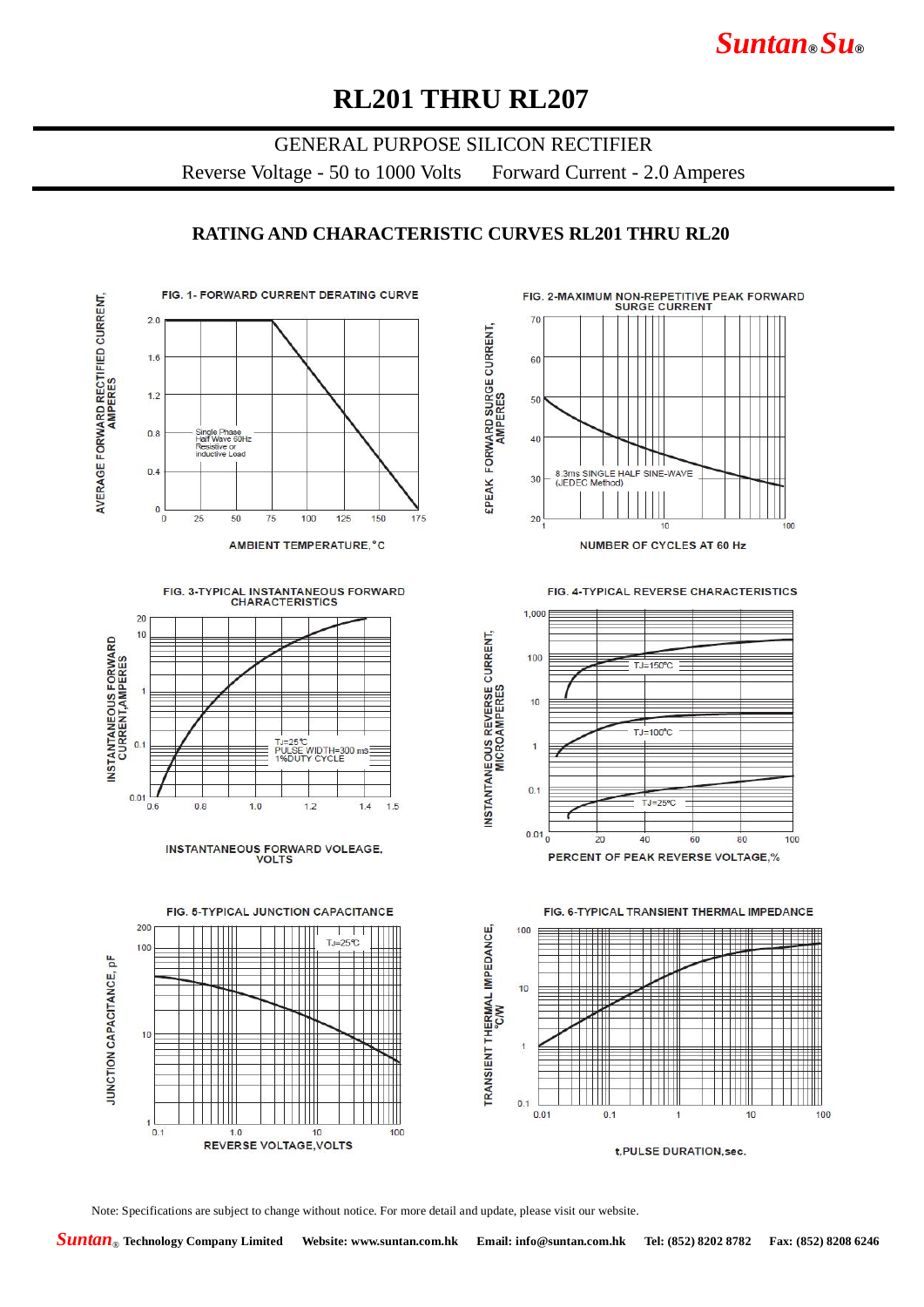Suntan® Su®

# RL201 THRU RL207

GENERAL PURPOSE SILICON RECTIFIER

Reverse Voltage - 50 to 1000 Volts    Forward Current - 2.0 Amperes

## RATING AND CHARACTERISTIC CURVES RL201 THRU RL20

FIG. 1- FORWARD CURRENT DERATING CURVE

AVERAGE FORWARD RECTIFIED CURRENT, AMPERES

2.0
1.6
1.2
0.8
0.4
0

Single Phase
Half Wave 60Hz
Resistive or
Inductive Load

0 25 50 75 100 125 150 175

AMBIENT TEMPERATURE, °C

FIG. 2-MAXIMUM NON-REPETITIVE PEAK FORWARD SURGE CURRENT

£PEAK FORWARD SURGE CURRENT, AMPERES

70
60
50
40
30
20

8.3ms SINGLE HALF SINE-WAVE
(JEDEC Method)

1 10 100

NUMBER OF CYCLES AT 60 Hz

FIG. 3-TYPICAL INSTANTANEOUS FORWARD CHARACTERISTICS

INSTANTANEOUS FORWARD CURRENT,AMPERES

20
10
1
0.1
0.01

TJ=25℃
PULSE WIDTH=300 ms
1%DUTY CYCLE

0.6 0.8 1.0 1.2 1.4 1.5

INSTANTANEOUS FORWARD VOLEAGE, VOLTS

FIG. 4-TYPICAL REVERSE CHARACTERISTICS

INSTANTANEOUS REVERSE CURRENT, MICROAMPERES

1,000
100
10
1
0.1
0.01

TJ=150℃
TJ=100℃
TJ=25℃

0 20 40 60 80 100

PERCENT OF PEAK REVERSE VOLTAGE,%

FIG. 5-TYPICAL JUNCTION CAPACITANCE

JUNCTION CAPACITANCE, pF

200
100
10
1

TJ=25℃

0.1 1.0 10 100

REVERSE VOLTAGE,VOLTS

FIG. 6-TYPICAL TRANSIENT THERMAL IMPEDANCE

TRANSIENT THERMAL IMPEDANCE, ℃/W

100
10
1
0.1

0.01 0.1 1 10 100

t,PULSE DURATION,sec.

Note: Specifications are subject to change without notice. For more detail and update, please visit our website.

Suntan® Technology Company Limited  Website: www.suntan.com.hk  Email: info@suntan.com.hk  Tel: (852) 8202 8782  Fax: (852) 8208 6246